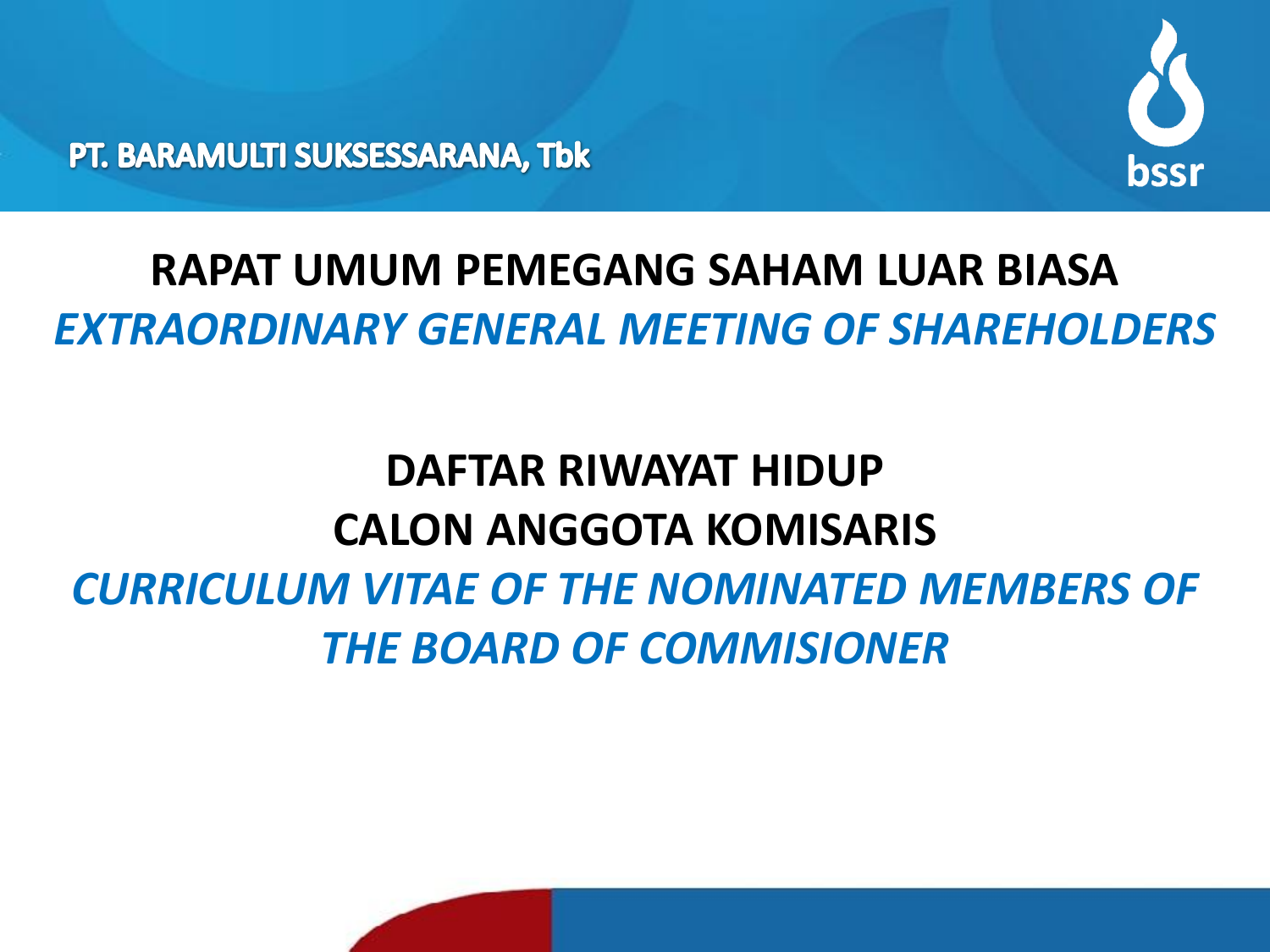PT. BARAMULTI SUKSESSARANA, Tbk

bssr

# RAPAT UMUM PEMEGANG SAHAM LUAR BIASA

# *EXTRAORDINARY GENERAL MEETING OF SHAREHOLDERS*

## DAFTAR RIWAYAT HIDUP
## CALON ANGGOTA KOMISARIS

## *CURRICULUM VITAE OF THE NOMINATED MEMBERS OF THE BOARD OF COMMISIONER*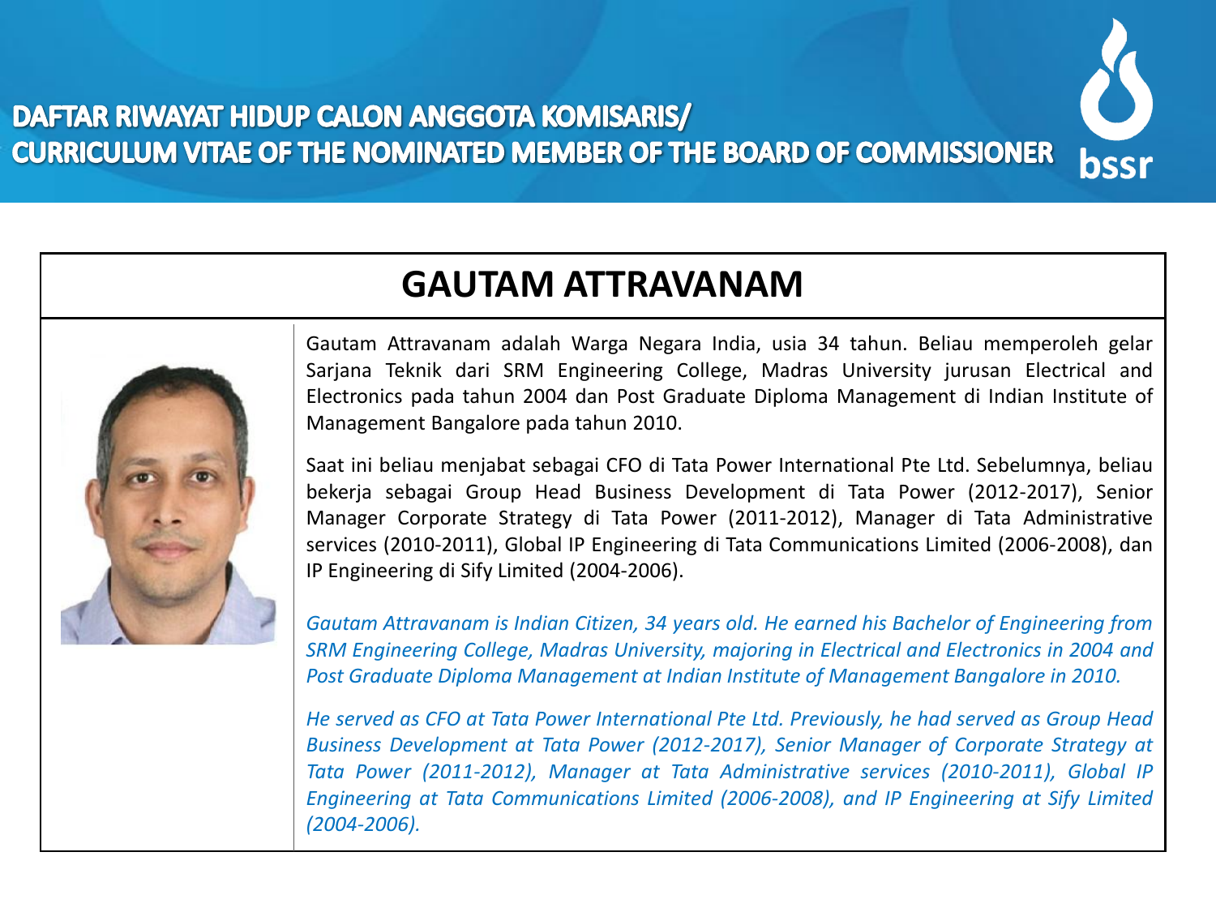# DAFTAR RIWAYAT HIDUP CALON ANGGOTA KOMISARIS/ CURRICULUM VITAE OF THE NOMINATED MEMBER OF THE BOARD OF COMMISSIONER

## GAUTAM ATTRAVANAM

Gautam Attravanam adalah Warga Negara India, usia 34 tahun. Beliau memperoleh gelar Sarjana Teknik dari SRM Engineering College, Madras University jurusan Electrical and Electronics pada tahun 2004 dan Post Graduate Diploma Management di Indian Institute of Management Bangalore pada tahun 2010.

Saat ini beliau menjabat sebagai CFO di Tata Power International Pte Ltd. Sebelumnya, beliau bekerja sebagai Group Head Business Development di Tata Power (2012-2017), Senior Manager Corporate Strategy di Tata Power (2011-2012), Manager di Tata Administrative services (2010-2011), Global IP Engineering di Tata Communications Limited (2006-2008), dan IP Engineering di Sify Limited (2004-2006).

*Gautam Attravanam is Indian Citizen, 34 years old. He earned his Bachelor of Engineering from SRM Engineering College, Madras University, majoring in Electrical and Electronics in 2004 and Post Graduate Diploma Management at Indian Institute of Management Bangalore in 2010.*

*He served as CFO at Tata Power International Pte Ltd. Previously, he had served as Group Head Business Development at Tata Power (2012-2017), Senior Manager of Corporate Strategy at Tata Power (2011-2012), Manager at Tata Administrative services (2010-2011), Global IP Engineering at Tata Communications Limited (2006-2008), and IP Engineering at Sify Limited (2004-2006).*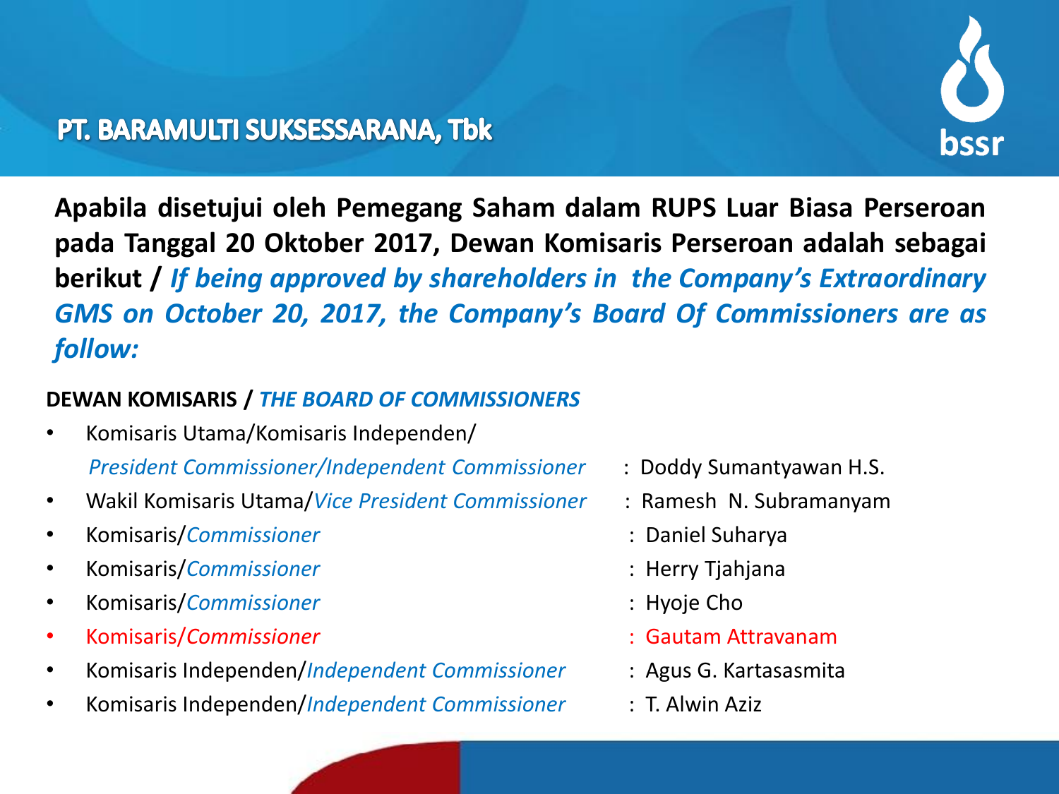## PT. BARAMULTI SUKSESSARANA, Tbk

**Apabila disetujui oleh Pemegang Saham dalam RUPS Luar Biasa Perseroan pada Tanggal 20 Oktober 2017, Dewan Komisaris Perseroan adalah sebagai berikut / *If being approved by shareholders in the Company's Extraordinary GMS on October 20, 2017, the Company's Board Of Commissioners are as follow:***

**DEWAN KOMISARIS / *THE BOARD OF COMMISSIONERS***

- Komisaris Utama/Komisaris Independen/ *President Commissioner/Independent Commissioner* : Doddy Sumantyawan H.S.
- Wakil Komisaris Utama/*Vice President Commissioner* : Ramesh N. Subramanyam
- Komisaris/*Commissioner* : Daniel Suharya
- Komisaris/*Commissioner* : Herry Tjahjana
- Komisaris/*Commissioner* : Hyoje Cho
- Komisaris/*Commissioner* : Gautam Attravanam
- Komisaris Independen/*Independent Commissioner* : Agus G. Kartasasmita
- Komisaris Independen/*Independent Commissioner* : T. Alwin Aziz